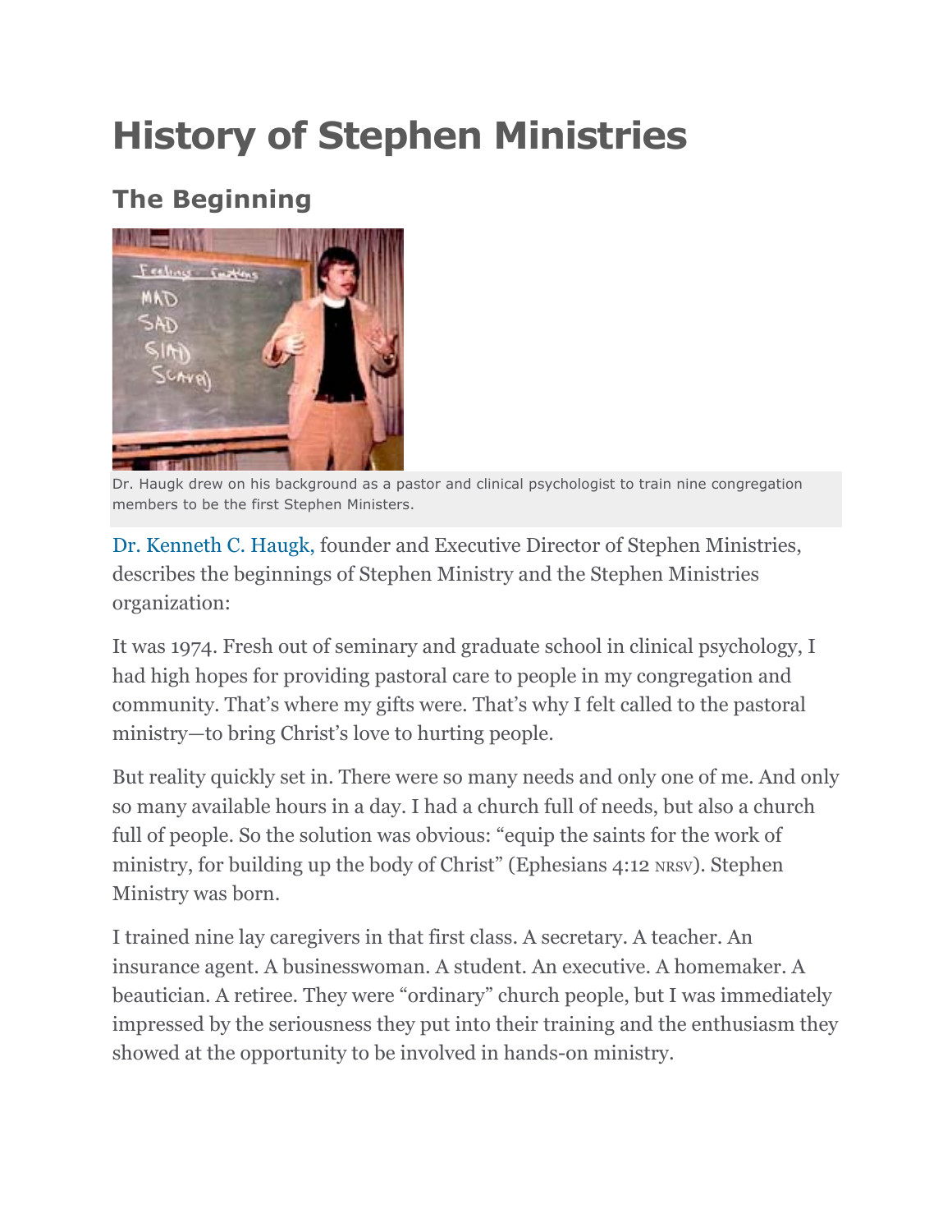# History of Stephen Ministries

## The Beginning

Dr. Haugk drew on his background as a pastor and clinical psychologist to train nine congregation members to be the first Stephen Ministers.

Dr. Kenneth C. Haugk, founder and Executive Director of Stephen Ministries, describes the beginnings of Stephen Ministry and the Stephen Ministries organization:

It was 1974. Fresh out of seminary and graduate school in clinical psychology, I had high hopes for providing pastoral care to people in my congregation and community. That's where my gifts were. That's why I felt called to the pastoral ministry—to bring Christ's love to hurting people.

But reality quickly set in. There were so many needs and only one of me. And only so many available hours in a day. I had a church full of needs, but also a church full of people. So the solution was obvious: "equip the saints for the work of ministry, for building up the body of Christ" (Ephesians 4:12 NRSV). Stephen Ministry was born.

I trained nine lay caregivers in that first class. A secretary. A teacher. An insurance agent. A businesswoman. A student. An executive. A homemaker. A beautician. A retiree. They were "ordinary" church people, but I was immediately impressed by the seriousness they put into their training and the enthusiasm they showed at the opportunity to be involved in hands-on ministry.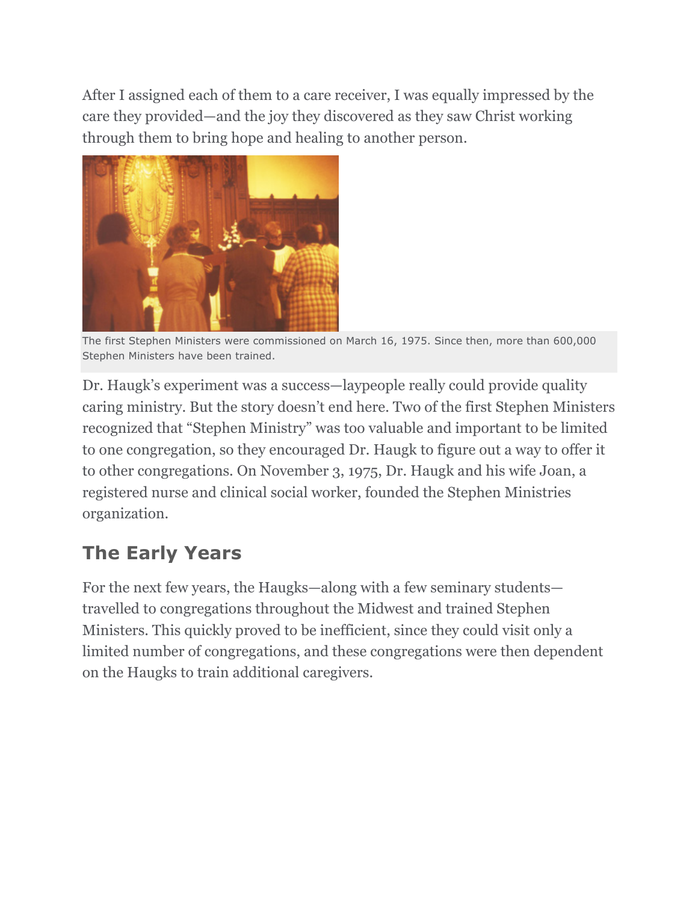After I assigned each of them to a care receiver, I was equally impressed by the care they provided—and the joy they discovered as they saw Christ working through them to bring hope and healing to another person.

The first Stephen Ministers were commissioned on March 16, 1975. Since then, more than 600,000 Stephen Ministers have been trained.

Dr. Haugk's experiment was a success—laypeople really could provide quality caring ministry. But the story doesn't end here. Two of the first Stephen Ministers recognized that "Stephen Ministry" was too valuable and important to be limited to one congregation, so they encouraged Dr. Haugk to figure out a way to offer it to other congregations. On November 3, 1975, Dr. Haugk and his wife Joan, a registered nurse and clinical social worker, founded the Stephen Ministries organization.

## The Early Years

For the next few years, the Haugks—along with a few seminary students—travelled to congregations throughout the Midwest and trained Stephen Ministers. This quickly proved to be inefficient, since they could visit only a limited number of congregations, and these congregations were then dependent on the Haugks to train additional caregivers.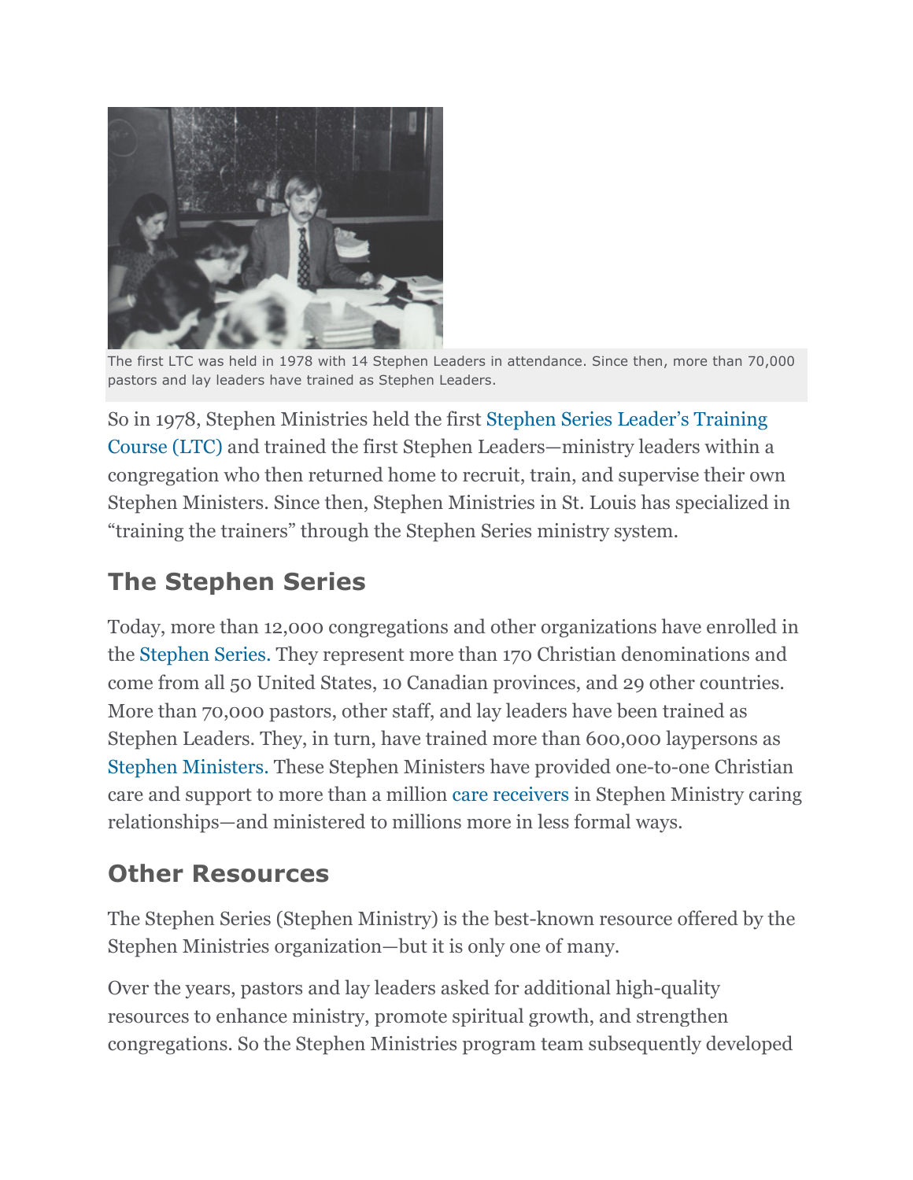The first LTC was held in 1978 with 14 Stephen Leaders in attendance. Since then, more than 70,000 pastors and lay leaders have trained as Stephen Leaders.

So in 1978, Stephen Ministries held the first Stephen Series Leader's Training Course (LTC) and trained the first Stephen Leaders—ministry leaders within a congregation who then returned home to recruit, train, and supervise their own Stephen Ministers. Since then, Stephen Ministries in St. Louis has specialized in "training the trainers" through the Stephen Series ministry system.

## The Stephen Series

Today, more than 12,000 congregations and other organizations have enrolled in the Stephen Series. They represent more than 170 Christian denominations and come from all 50 United States, 10 Canadian provinces, and 29 other countries. More than 70,000 pastors, other staff, and lay leaders have been trained as Stephen Leaders. They, in turn, have trained more than 600,000 laypersons as Stephen Ministers. These Stephen Ministers have provided one-to-one Christian care and support to more than a million care receivers in Stephen Ministry caring relationships—and ministered to millions more in less formal ways.

## Other Resources

The Stephen Series (Stephen Ministry) is the best-known resource offered by the Stephen Ministries organization—but it is only one of many.

Over the years, pastors and lay leaders asked for additional high-quality resources to enhance ministry, promote spiritual growth, and strengthen congregations. So the Stephen Ministries program team subsequently developed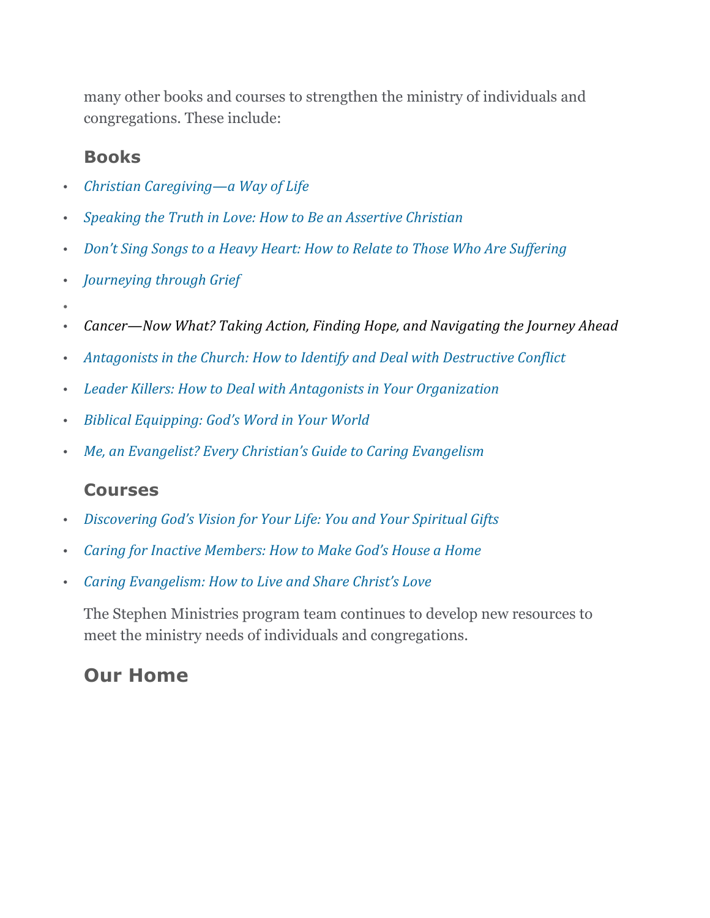many other books and courses to strengthen the ministry of individuals and congregations. These include:

### Books

- *Christian Caregiving—a Way of Life*
- *Speaking the Truth in Love: How to Be an Assertive Christian*
- *Don't Sing Songs to a Heavy Heart: How to Relate to Those Who Are Suffering*
- *Journeying through Grief*
- 
- *Cancer—Now What? Taking Action, Finding Hope, and Navigating the Journey Ahead*
- *Antagonists in the Church: How to Identify and Deal with Destructive Conflict*
- *Leader Killers: How to Deal with Antagonists in Your Organization*
- *Biblical Equipping: God's Word in Your World*
- *Me, an Evangelist? Every Christian's Guide to Caring Evangelism*

### Courses

- *Discovering God's Vision for Your Life: You and Your Spiritual Gifts*
- *Caring for Inactive Members: How to Make God's House a Home*
- *Caring Evangelism: How to Live and Share Christ's Love*

The Stephen Ministries program team continues to develop new resources to meet the ministry needs of individuals and congregations.

## Our Home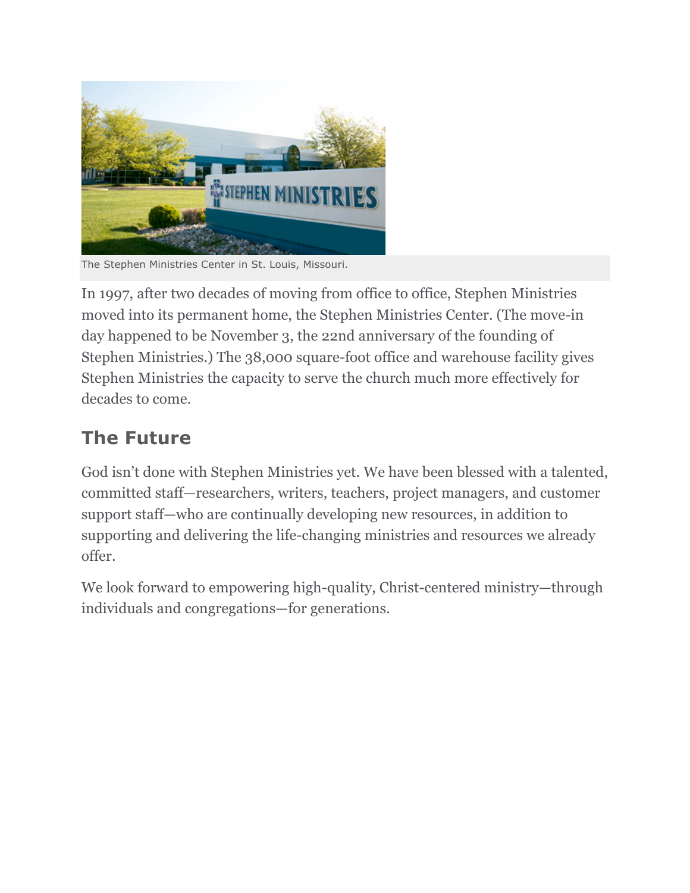The Stephen Ministries Center in St. Louis, Missouri.

In 1997, after two decades of moving from office to office, Stephen Ministries moved into its permanent home, the Stephen Ministries Center. (The move-in day happened to be November 3, the 22nd anniversary of the founding of Stephen Ministries.) The 38,000 square-foot office and warehouse facility gives Stephen Ministries the capacity to serve the church much more effectively for decades to come.

## The Future

God isn't done with Stephen Ministries yet. We have been blessed with a talented, committed staff—researchers, writers, teachers, project managers, and customer support staff—who are continually developing new resources, in addition to supporting and delivering the life-changing ministries and resources we already offer.

We look forward to empowering high-quality, Christ-centered ministry—through individuals and congregations—for generations.